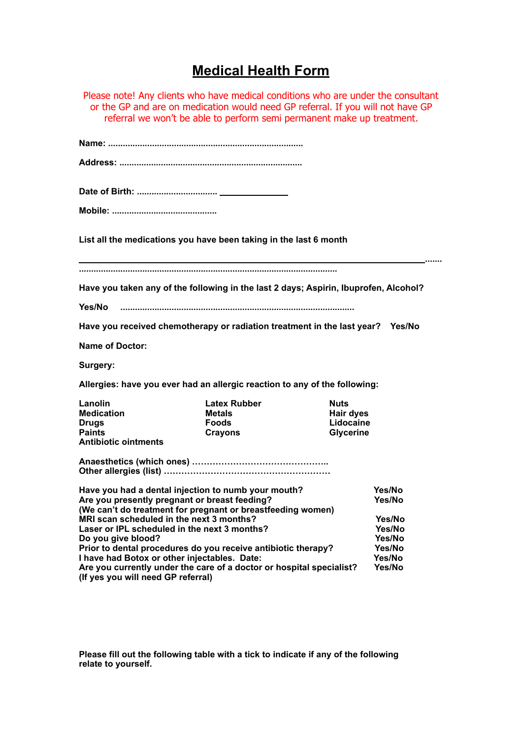# Medical Health Form

Please note! Any clients who have medical conditions who are under the consultant or the GP and are on medication would need GP referral. If you will not have GP referral we won't be able to perform semi permanent make up treatment.

**Name:** ..............................................................................

**Address:** .........................................................................

**Date of Birth:** ................................ ________________

**Mobile:** ..........................................

**List all the medications you have been taking in the last 6 month**

________________________________________________________________________________.......

.......................................................................................................

**Have you taken any of the following in the last 2 days; Aspirin, Ibuprofen, Alcohol?**

**Yes/No** ...............................................................................................

**Have you received chemotherapy or radiation treatment in the last year? Yes/No**

**Name of Doctor:**

**Surgery:**

**Allergies: have you ever had an allergic reaction to any of the following:**

| | | |
|---|---|---|
| **Lanolin** | **Latex Rubber** | **Nuts** |
| **Medication** | **Metals** | **Hair dyes** |
| **Drugs** | **Foods** | **Lidocaine** |
| **Paints** | **Crayons** | **Glycerine** |
| **Antibiotic ointments** | | |

**Anaesthetics (which ones)** ………………………………………..
**Other allergies (list)** …………………………………………………

| | |
|---|---|
| **Have you had a dental injection to numb your mouth?** | **Yes/No** |
| **Are you presently pregnant or breast feeding?** | **Yes/No** |
| **(We can't do treatment for pregnant or breastfeeding women)** | |
| **MRI scan scheduled in the next 3 months?** | **Yes/No** |
| **Laser or IPL scheduled in the next 3 months?** | **Yes/No** |
| **Do you give blood?** | **Yes/No** |
| **Prior to dental procedures do you receive antibiotic therapy?** | **Yes/No** |
| **I have had Botox or other injectables. Date:** | **Yes/No** |
| **Are you currently under the care of a doctor or hospital specialist?** | **Yes/No** |
| **(If yes you will need GP referral)** | |

**Please fill out the following table with a tick to indicate if any of the following relate to yourself.**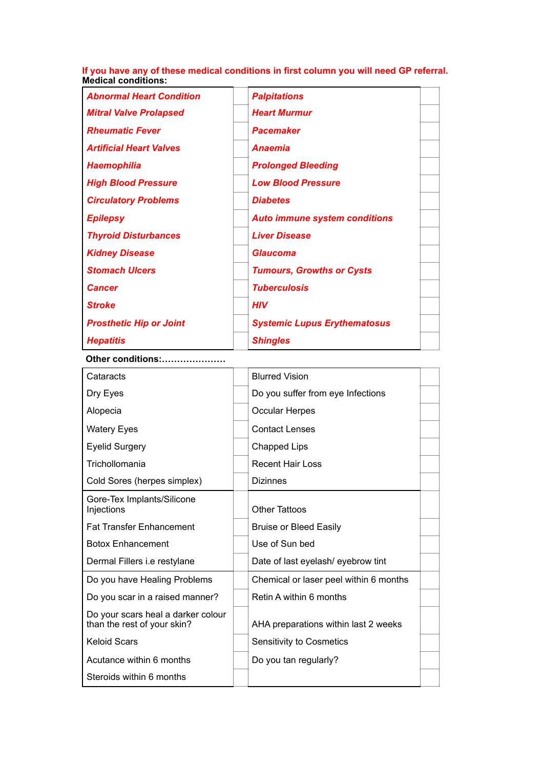**If you have any of these medical conditions in first column you will need GP referral.**
**Medical conditions:**

| | | | |
|---|---|---|---|
| ***Abnormal Heart Condition*** | | ***Palpitations*** | |
| ***Mitral Valve Prolapsed*** | | ***Heart Murmur*** | |
| ***Rheumatic Fever*** | | ***Pacemaker*** | |
| ***Artificial Heart Valves*** | | ***Anaemia*** | |
| ***Haemophilia*** | | ***Prolonged Bleeding*** | |
| ***High Blood Pressure*** | | ***Low Blood Pressure*** | |
| ***Circulatory Problems*** | | ***Diabetes*** | |
| ***Epilepsy*** | | ***Auto immune system conditions*** | |
| ***Thyroid Disturbances*** | | ***Liver Disease*** | |
| ***Kidney Disease*** | | ***Glaucoma*** | |
| ***Stomach Ulcers*** | | ***Tumours, Growths or Cysts*** | |
| ***Cancer*** | | ***Tuberculosis*** | |
| ***Stroke*** | | ***HIV*** | |
| ***Prosthetic Hip or Joint*** | | ***Systemic Lupus Erythematosus*** | |
| ***Hepatitis*** | | ***Shingles*** | |

**Other conditions:…………………**

| | | | |
|---|---|---|---|
| Cataracts | | Blurred Vision | |
| Dry Eyes | | Do you suffer from eye Infections | |
| Alopecia | | Occular Herpes | |
| Watery Eyes | | Contact Lenses | |
| Eyelid Surgery | | Chapped Lips | |
| Trichollomania | | Recent Hair Loss | |
| Cold Sores (herpes simplex) | | Dizinnes | |
| Gore-Tex Implants/Silicone Injections | | Other Tattoos | |
| Fat Transfer Enhancement | | Bruise or Bleed Easily | |
| Botox Enhancement | | Use of Sun bed | |
| Dermal Fillers i.e restylane | | Date of last eyelash/ eyebrow tint | |
| Do you have Healing Problems | | Chemical or laser peel within 6 months | |
| Do you scar in a raised manner? | | Retin A within 6 months | |
| Do your scars heal a darker colour than the rest of your skin? | | AHA preparations within last 2 weeks | |
| Keloid Scars | | Sensitivity to Cosmetics | |
| Acutance within 6 months | | Do you tan regularly? | |
| Steroids within 6 months | | | |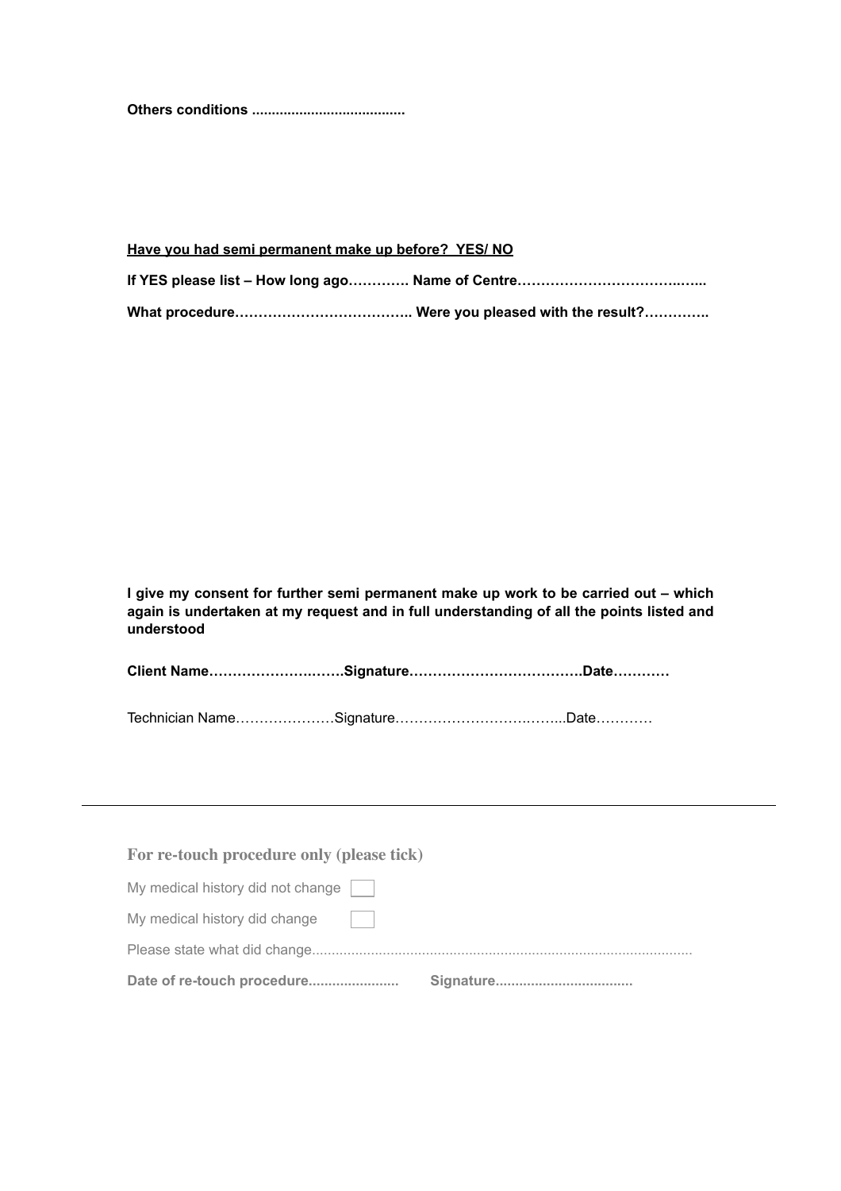**Others conditions ......................................**

**Have you had semi permanent make up before? YES/ NO**

**If YES please list – How long ago…………. Name of Centre……………………………..…..**

**What procedure……………………………….. Were you pleased with the result?…………..**

**I give my consent for further semi permanent make up work to be carried out – which again is undertaken at my request and in full understanding of all the points listed and understood**

**Client Name……………….…….Signature……………………………….Date…………**

Technician Name…………………Signature………………………….……...Date…………

---

**For re-touch procedure only (please tick)**

My medical history did not change ☐

My medical history did change ☐

Please state what did change................................................................................................

**Date of re-touch procedure....................... Signature...................................**